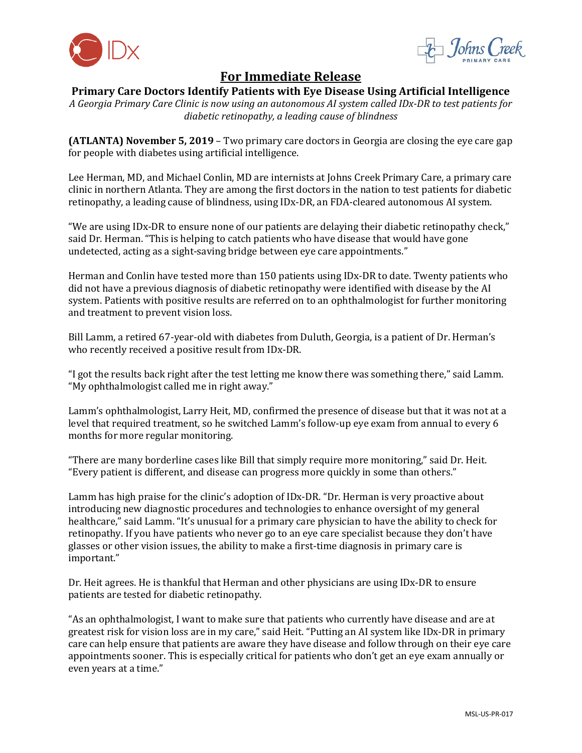# For Immediate Release

## Primary Care Doctors Identify Patients with Eye Disease Using Artificial Intelligence

*A Georgia Primary Care Clinic is now using an autonomous AI system called IDx-DR to test patients for diabetic retinopathy, a leading cause of blindness*

**(ATLANTA) November 5, 2019** – Two primary care doctors in Georgia are closing the eye care gap for people with diabetes using artificial intelligence.

Lee Herman, MD, and Michael Conlin, MD are internists at Johns Creek Primary Care, a primary care clinic in northern Atlanta. They are among the first doctors in the nation to test patients for diabetic retinopathy, a leading cause of blindness, using IDx-DR, an FDA-cleared autonomous AI system.

"We are using IDx-DR to ensure none of our patients are delaying their diabetic retinopathy check," said Dr. Herman. "This is helping to catch patients who have disease that would have gone undetected, acting as a sight-saving bridge between eye care appointments."

Herman and Conlin have tested more than 150 patients using IDx-DR to date. Twenty patients who did not have a previous diagnosis of diabetic retinopathy were identified with disease by the AI system. Patients with positive results are referred on to an ophthalmologist for further monitoring and treatment to prevent vision loss.

Bill Lamm, a retired 67-year-old with diabetes from Duluth, Georgia, is a patient of Dr. Herman's who recently received a positive result from IDx-DR.

"I got the results back right after the test letting me know there was something there," said Lamm. "My ophthalmologist called me in right away."

Lamm's ophthalmologist, Larry Heit, MD, confirmed the presence of disease but that it was not at a level that required treatment, so he switched Lamm's follow-up eye exam from annual to every 6 months for more regular monitoring.

"There are many borderline cases like Bill that simply require more monitoring," said Dr. Heit. "Every patient is different, and disease can progress more quickly in some than others."

Lamm has high praise for the clinic's adoption of IDx-DR. "Dr. Herman is very proactive about introducing new diagnostic procedures and technologies to enhance oversight of my general healthcare," said Lamm. "It's unusual for a primary care physician to have the ability to check for retinopathy. If you have patients who never go to an eye care specialist because they don't have glasses or other vision issues, the ability to make a first-time diagnosis in primary care is important."

Dr. Heit agrees. He is thankful that Herman and other physicians are using IDx-DR to ensure patients are tested for diabetic retinopathy.

"As an ophthalmologist, I want to make sure that patients who currently have disease and are at greatest risk for vision loss are in my care," said Heit. "Putting an AI system like IDx-DR in primary care can help ensure that patients are aware they have disease and follow through on their eye care appointments sooner. This is especially critical for patients who don't get an eye exam annually or even years at a time."

MSL-US-PR-017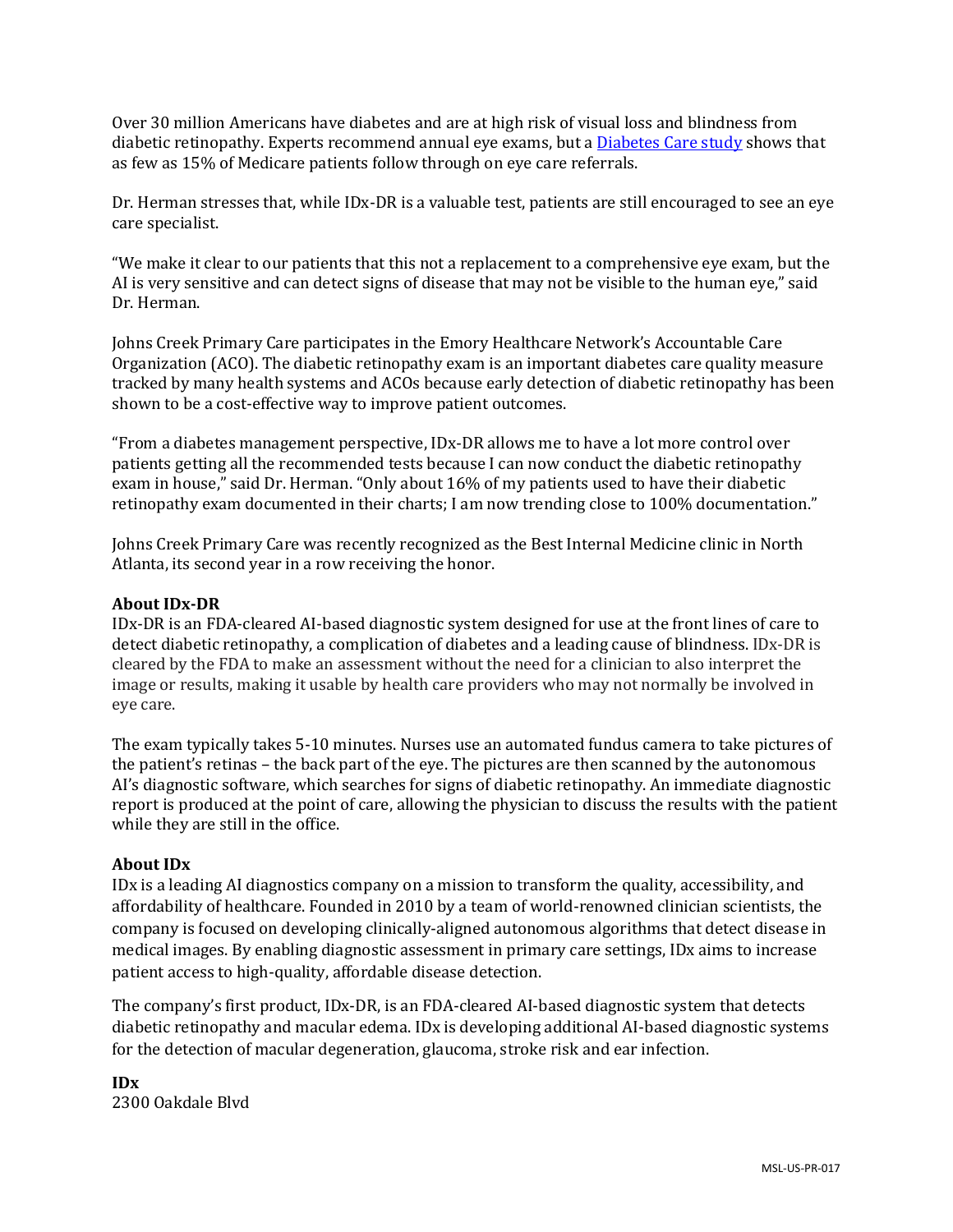Over 30 million Americans have diabetes and are at high risk of visual loss and blindness from diabetic retinopathy. Experts recommend annual eye exams, but a [Diabetes Care study](#) shows that as few as 15% of Medicare patients follow through on eye care referrals.

Dr. Herman stresses that, while IDx-DR is a valuable test, patients are still encouraged to see an eye care specialist.

"We make it clear to our patients that this not a replacement to a comprehensive eye exam, but the AI is very sensitive and can detect signs of disease that may not be visible to the human eye," said Dr. Herman.

Johns Creek Primary Care participates in the Emory Healthcare Network's Accountable Care Organization (ACO). The diabetic retinopathy exam is an important diabetes care quality measure tracked by many health systems and ACOs because early detection of diabetic retinopathy has been shown to be a cost-effective way to improve patient outcomes.

"From a diabetes management perspective, IDx-DR allows me to have a lot more control over patients getting all the recommended tests because I can now conduct the diabetic retinopathy exam in house," said Dr. Herman. "Only about 16% of my patients used to have their diabetic retinopathy exam documented in their charts; I am now trending close to 100% documentation."

Johns Creek Primary Care was recently recognized as the Best Internal Medicine clinic in North Atlanta, its second year in a row receiving the honor.

**About IDx-DR**
IDx-DR is an FDA-cleared AI-based diagnostic system designed for use at the front lines of care to detect diabetic retinopathy, a complication of diabetes and a leading cause of blindness. IDx-DR is cleared by the FDA to make an assessment without the need for a clinician to also interpret the image or results, making it usable by health care providers who may not normally be involved in eye care.

The exam typically takes 5-10 minutes. Nurses use an automated fundus camera to take pictures of the patient's retinas – the back part of the eye. The pictures are then scanned by the autonomous AI's diagnostic software, which searches for signs of diabetic retinopathy. An immediate diagnostic report is produced at the point of care, allowing the physician to discuss the results with the patient while they are still in the office.

**About IDx**
IDx is a leading AI diagnostics company on a mission to transform the quality, accessibility, and affordability of healthcare. Founded in 2010 by a team of world-renowned clinician scientists, the company is focused on developing clinically-aligned autonomous algorithms that detect disease in medical images. By enabling diagnostic assessment in primary care settings, IDx aims to increase patient access to high-quality, affordable disease detection.

The company's first product, IDx-DR, is an FDA-cleared AI-based diagnostic system that detects diabetic retinopathy and macular edema. IDx is developing additional AI-based diagnostic systems for the detection of macular degeneration, glaucoma, stroke risk and ear infection.

**IDx**
2300 Oakdale Blvd

MSL-US-PR-017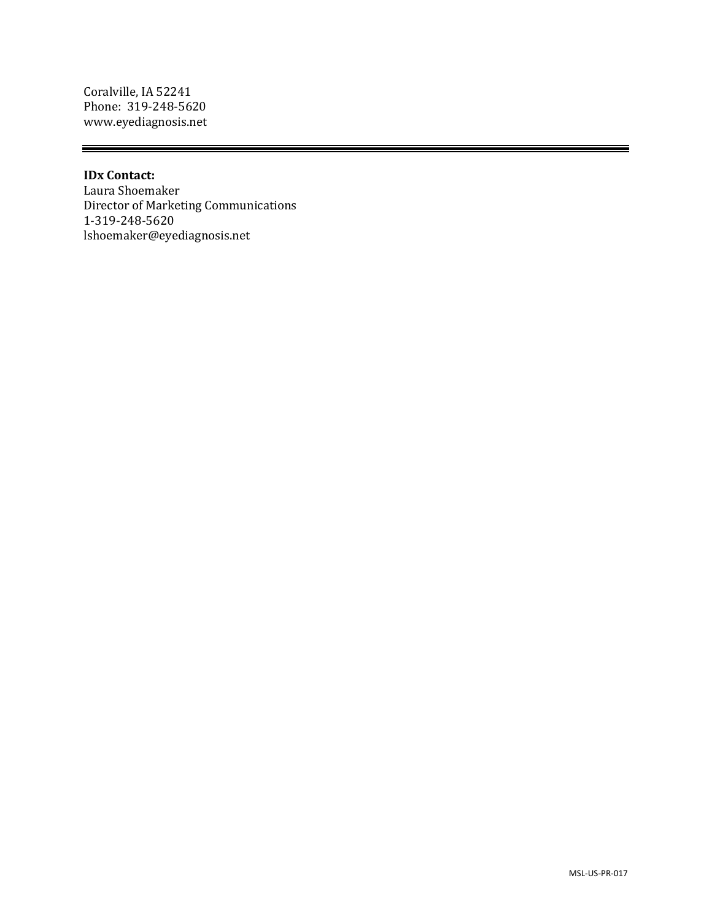Coralville, IA 52241
Phone: 319-248-5620
www.eyediagnosis.net

---

**IDx Contact:**
Laura Shoemaker
Director of Marketing Communications
1-319-248-5620
lshoemaker@eyediagnosis.net

MSL-US-PR-017